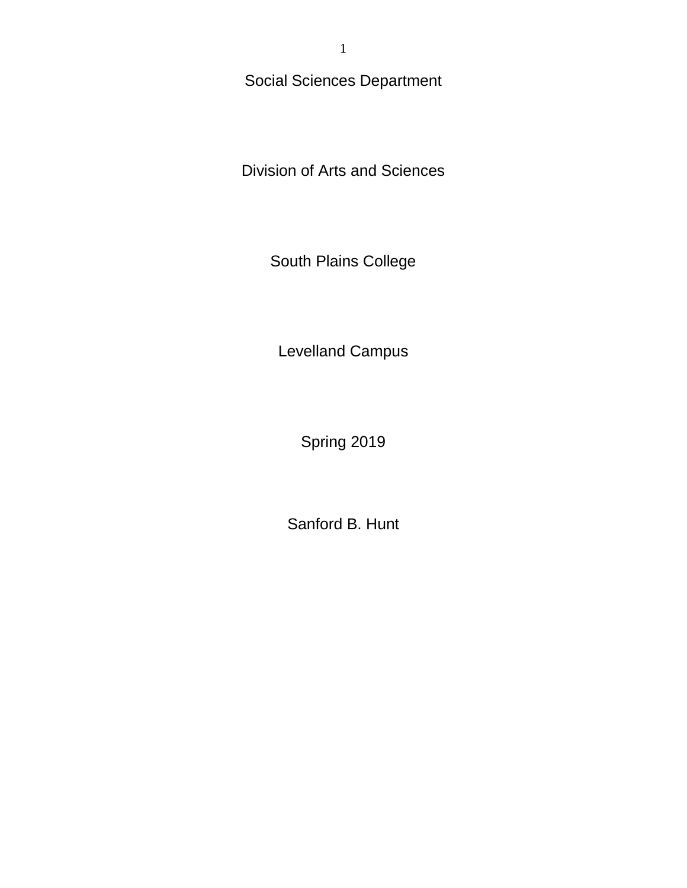Social Sciences Department

Division of Arts and Sciences

South Plains College

Levelland Campus

Spring 2019

Sanford B. Hunt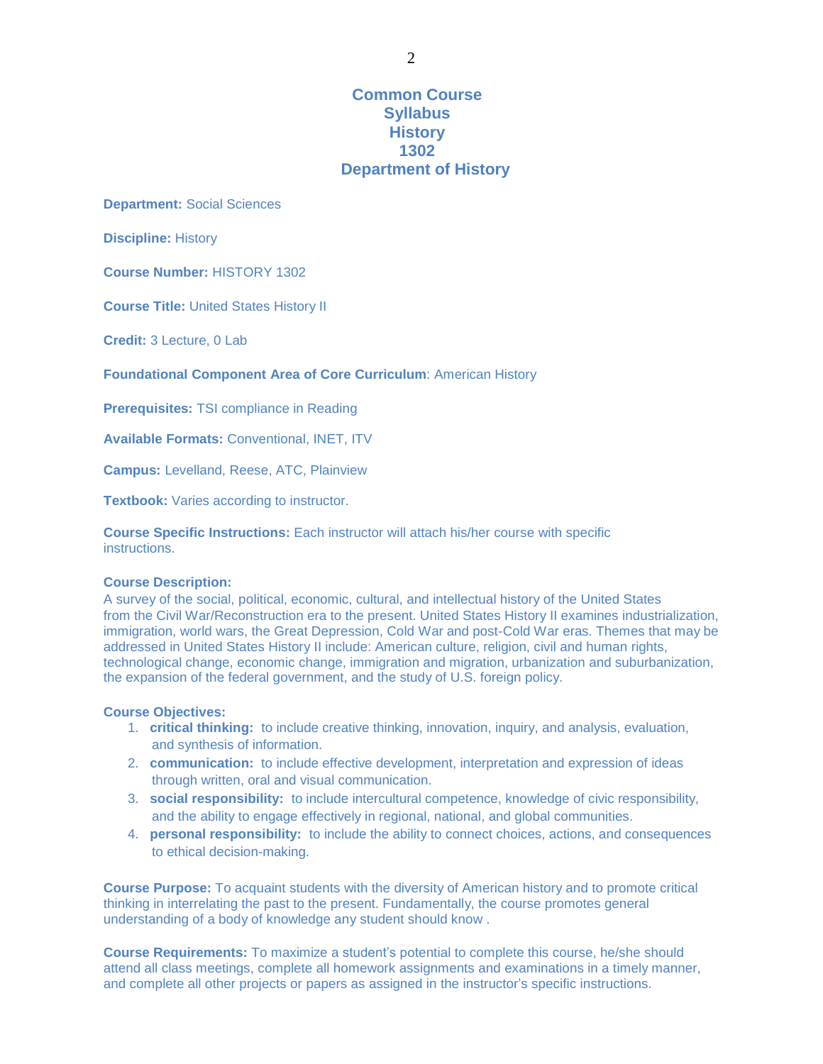# Common Course Syllabus History 1302 Department of History

**Department:** Social Sciences

**Discipline:** History

**Course Number:** HISTORY 1302

**Course Title:** United States History II

**Credit:** 3 Lecture, 0 Lab

**Foundational Component Area of Core Curriculum**: American History

**Prerequisites:** TSI compliance in Reading

**Available Formats:** Conventional, INET, ITV

**Campus:** Levelland, Reese, ATC, Plainview

**Textbook:** Varies according to instructor.

**Course Specific Instructions:** Each instructor will attach his/her course with specific instructions.

**Course Description:**
A survey of the social, political, economic, cultural, and intellectual history of the United States from the Civil War/Reconstruction era to the present. United States History II examines industrialization, immigration, world wars, the Great Depression, Cold War and post-Cold War eras. Themes that may be addressed in United States History II include: American culture, religion, civil and human rights, technological change, economic change, immigration and migration, urbanization and suburbanization, the expansion of the federal government, and the study of U.S. foreign policy.

**Course Objectives:**

1. **critical thinking:** to include creative thinking, innovation, inquiry, and analysis, evaluation, and synthesis of information.
2. **communication:** to include effective development, interpretation and expression of ideas through written, oral and visual communication.
3. **social responsibility:** to include intercultural competence, knowledge of civic responsibility, and the ability to engage effectively in regional, national, and global communities.
4. **personal responsibility:** to include the ability to connect choices, actions, and consequences to ethical decision-making.

**Course Purpose:** To acquaint students with the diversity of American history and to promote critical thinking in interrelating the past to the present. Fundamentally, the course promotes general understanding of a body of knowledge any student should know .

**Course Requirements:** To maximize a student's potential to complete this course, he/she should attend all class meetings, complete all homework assignments and examinations in a timely manner, and complete all other projects or papers as assigned in the instructor's specific instructions.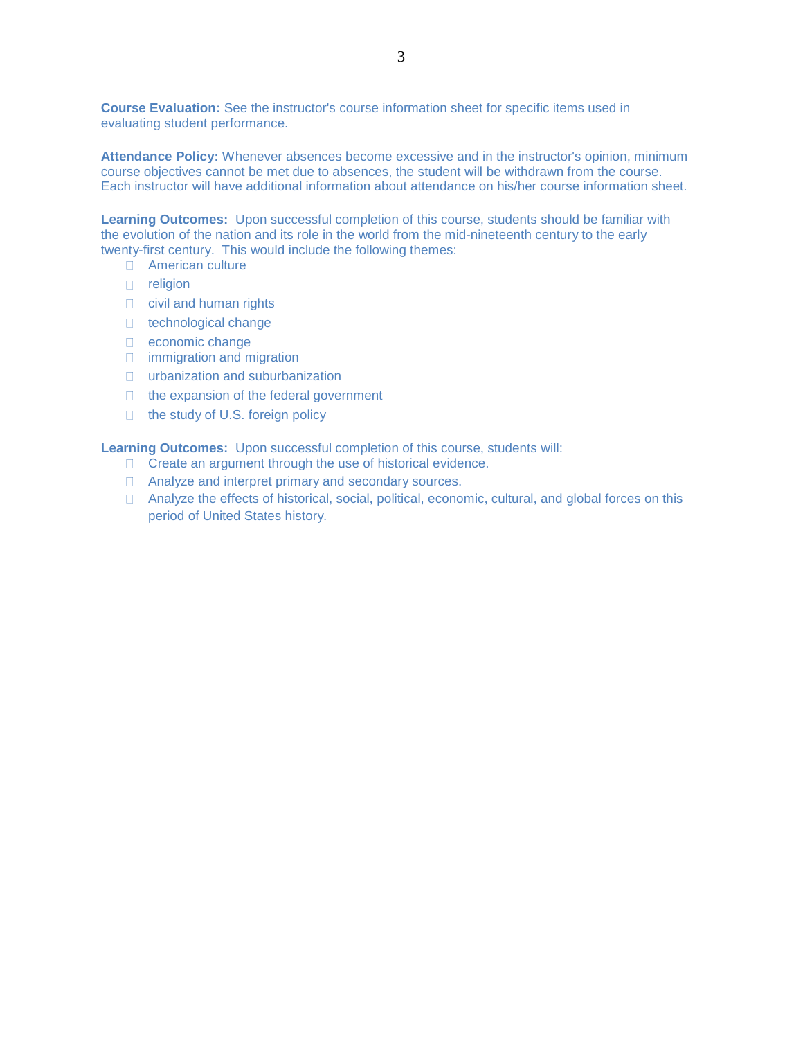**Course Evaluation:** See the instructor's course information sheet for specific items used in evaluating student performance.

**Attendance Policy:** Whenever absences become excessive and in the instructor's opinion, minimum course objectives cannot be met due to absences, the student will be withdrawn from the course. Each instructor will have additional information about attendance on his/her course information sheet.

**Learning Outcomes:** Upon successful completion of this course, students should be familiar with the evolution of the nation and its role in the world from the mid-nineteenth century to the early twenty-first century. This would include the following themes:

- American culture
- religion
- civil and human rights
- technological change
- economic change
- immigration and migration
- urbanization and suburbanization
- the expansion of the federal government
- the study of U.S. foreign policy

**Learning Outcomes:** Upon successful completion of this course, students will:

- Create an argument through the use of historical evidence.
- Analyze and interpret primary and secondary sources.
- Analyze the effects of historical, social, political, economic, cultural, and global forces on this period of United States history.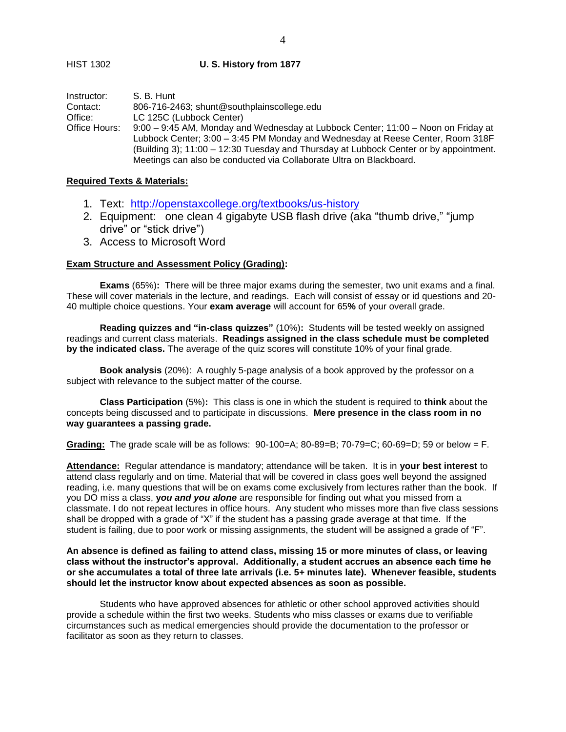HIST 1302 **U. S. History from 1877**

Instructor: S. B. Hunt
Contact: 806-716-2463; shunt@southplainscollege.edu
Office: LC 125C (Lubbock Center)
Office Hours: 9:00 – 9:45 AM, Monday and Wednesday at Lubbock Center; 11:00 – Noon on Friday at Lubbock Center; 3:00 – 3:45 PM Monday and Wednesday at Reese Center, Room 318F (Building 3); 11:00 – 12:30 Tuesday and Thursday at Lubbock Center or by appointment. Meetings can also be conducted via Collaborate Ultra on Blackboard.

**Required Texts & Materials:**

1. Text: http://openstaxcollege.org/textbooks/us-history
2. Equipment: one clean 4 gigabyte USB flash drive (aka "thumb drive," "jump drive" or "stick drive")
3. Access to Microsoft Word

**Exam Structure and Assessment Policy (Grading):**

**Exams** (65%)**:** There will be three major exams during the semester, two unit exams and a final. These will cover materials in the lecture, and readings. Each will consist of essay or id questions and 20-40 multiple choice questions. Your **exam average** will account for 65**%** of your overall grade.

**Reading quizzes and "in-class quizzes"** (10%)**:** Students will be tested weekly on assigned readings and current class materials. **Readings assigned in the class schedule must be completed by the indicated class.** The average of the quiz scores will constitute 10% of your final grade.

**Book analysis** (20%): A roughly 5-page analysis of a book approved by the professor on a subject with relevance to the subject matter of the course.

**Class Participation** (5%)**:** This class is one in which the student is required to **think** about the concepts being discussed and to participate in discussions. **Mere presence in the class room in no way guarantees a passing grade.**

**Grading:** The grade scale will be as follows: 90-100=A; 80-89=B; 70-79=C; 60-69=D; 59 or below = F.

**Attendance:** Regular attendance is mandatory; attendance will be taken. It is in **your best interest** to attend class regularly and on time. Material that will be covered in class goes well beyond the assigned reading, i.e. many questions that will be on exams come exclusively from lectures rather than the book. If you DO miss a class, ***you and you alone*** are responsible for finding out what you missed from a classmate. I do not repeat lectures in office hours. Any student who misses more than five class sessions shall be dropped with a grade of "X" if the student has a passing grade average at that time. If the student is failing, due to poor work or missing assignments, the student will be assigned a grade of "F".

**An absence is defined as failing to attend class, missing 15 or more minutes of class, or leaving class without the instructor's approval. Additionally, a student accrues an absence each time he or she accumulates a total of three late arrivals (i.e. 5+ minutes late). Whenever feasible, students should let the instructor know about expected absences as soon as possible.**

Students who have approved absences for athletic or other school approved activities should provide a schedule within the first two weeks. Students who miss classes or exams due to verifiable circumstances such as medical emergencies should provide the documentation to the professor or facilitator as soon as they return to classes.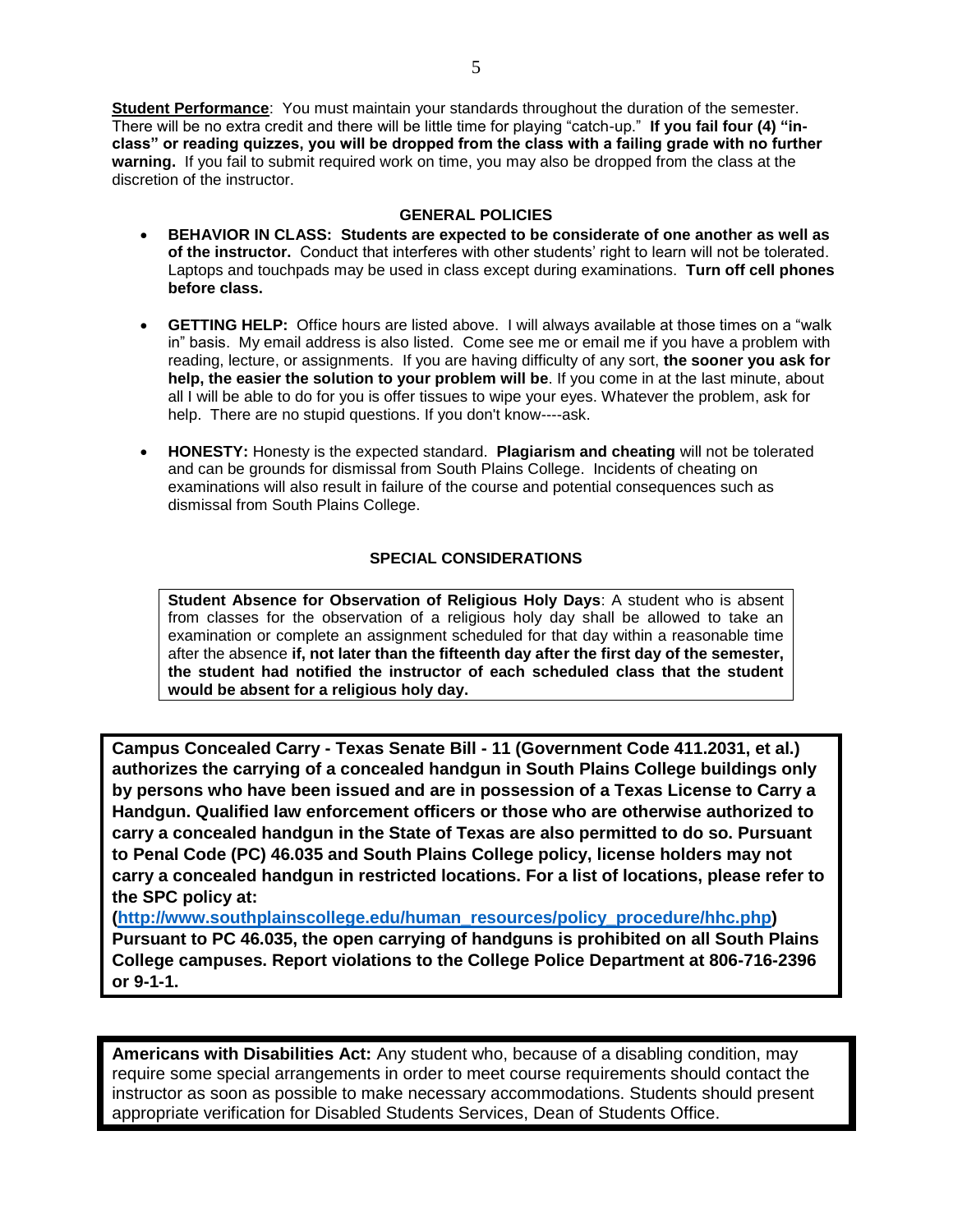**Student Performance**: You must maintain your standards throughout the duration of the semester. There will be no extra credit and there will be little time for playing "catch-up." **If you fail four (4) "in-class" or reading quizzes, you will be dropped from the class with a failing grade with no further warning.** If you fail to submit required work on time, you may also be dropped from the class at the discretion of the instructor.

## GENERAL POLICIES

- **BEHAVIOR IN CLASS: Students are expected to be considerate of one another as well as of the instructor.** Conduct that interferes with other students' right to learn will not be tolerated. Laptops and touchpads may be used in class except during examinations. **Turn off cell phones before class.**

- **GETTING HELP:** Office hours are listed above. I will always available at those times on a "walk in" basis. My email address is also listed. Come see me or email me if you have a problem with reading, lecture, or assignments. If you are having difficulty of any sort, **the sooner you ask for help, the easier the solution to your problem will be**. If you come in at the last minute, about all I will be able to do for you is offer tissues to wipe your eyes. Whatever the problem, ask for help. There are no stupid questions. If you don't know----ask.

- **HONESTY:** Honesty is the expected standard. **Plagiarism and cheating** will not be tolerated and can be grounds for dismissal from South Plains College. Incidents of cheating on examinations will also result in failure of the course and potential consequences such as dismissal from South Plains College.

## SPECIAL CONSIDERATIONS

**Student Absence for Observation of Religious Holy Days**: A student who is absent from classes for the observation of a religious holy day shall be allowed to take an examination or complete an assignment scheduled for that day within a reasonable time after the absence **if, not later than the fifteenth day after the first day of the semester, the student had notified the instructor of each scheduled class that the student would be absent for a religious holy day.**

**Campus Concealed Carry - Texas Senate Bill - 11 (Government Code 411.2031, et al.) authorizes the carrying of a concealed handgun in South Plains College buildings only by persons who have been issued and are in possession of a Texas License to Carry a Handgun. Qualified law enforcement officers or those who are otherwise authorized to carry a concealed handgun in the State of Texas are also permitted to do so. Pursuant to Penal Code (PC) 46.035 and South Plains College policy, license holders may not carry a concealed handgun in restricted locations. For a list of locations, please refer to the SPC policy at:**
**(http://www.southplainscollege.edu/human_resources/policy_procedure/hhc.php)**
**Pursuant to PC 46.035, the open carrying of handguns is prohibited on all South Plains College campuses. Report violations to the College Police Department at 806-716-2396 or 9-1-1.**

**Americans with Disabilities Act:** Any student who, because of a disabling condition, may require some special arrangements in order to meet course requirements should contact the instructor as soon as possible to make necessary accommodations. Students should present appropriate verification for Disabled Students Services, Dean of Students Office.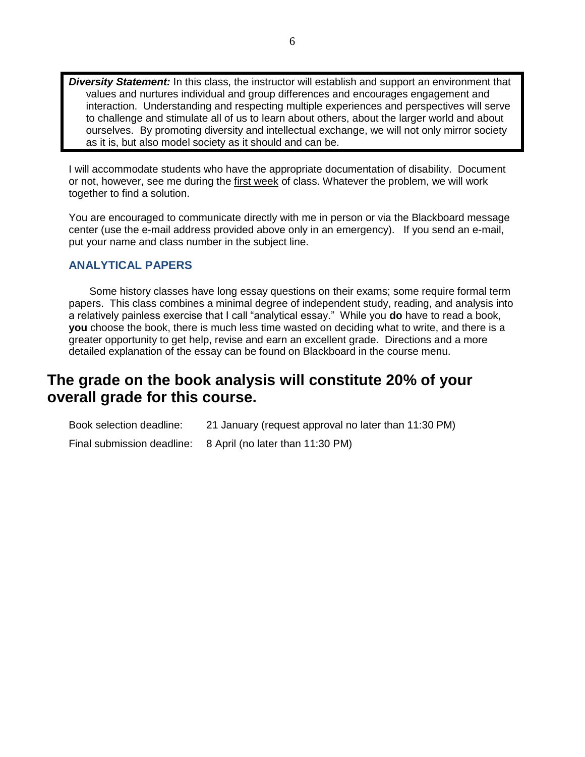***Diversity Statement:*** In this class, the instructor will establish and support an environment that values and nurtures individual and group differences and encourages engagement and interaction. Understanding and respecting multiple experiences and perspectives will serve to challenge and stimulate all of us to learn about others, about the larger world and about ourselves. By promoting diversity and intellectual exchange, we will not only mirror society as it is, but also model society as it should and can be.

I will accommodate students who have the appropriate documentation of disability. Document or not, however, see me during the first week of class. Whatever the problem, we will work together to find a solution.

You are encouraged to communicate directly with me in person or via the Blackboard message center (use the e-mail address provided above only in an emergency). If you send an e-mail, put your name and class number in the subject line.

### ANALYTICAL PAPERS

Some history classes have long essay questions on their exams; some require formal term papers. This class combines a minimal degree of independent study, reading, and analysis into a relatively painless exercise that I call "analytical essay." While you **do** have to read a book, **you** choose the book, there is much less time wasted on deciding what to write, and there is a greater opportunity to get help, revise and earn an excellent grade. Directions and a more detailed explanation of the essay can be found on Blackboard in the course menu.

## The grade on the book analysis will constitute 20% of your overall grade for this course.

Book selection deadline: 21 January (request approval no later than 11:30 PM)

Final submission deadline: 8 April (no later than 11:30 PM)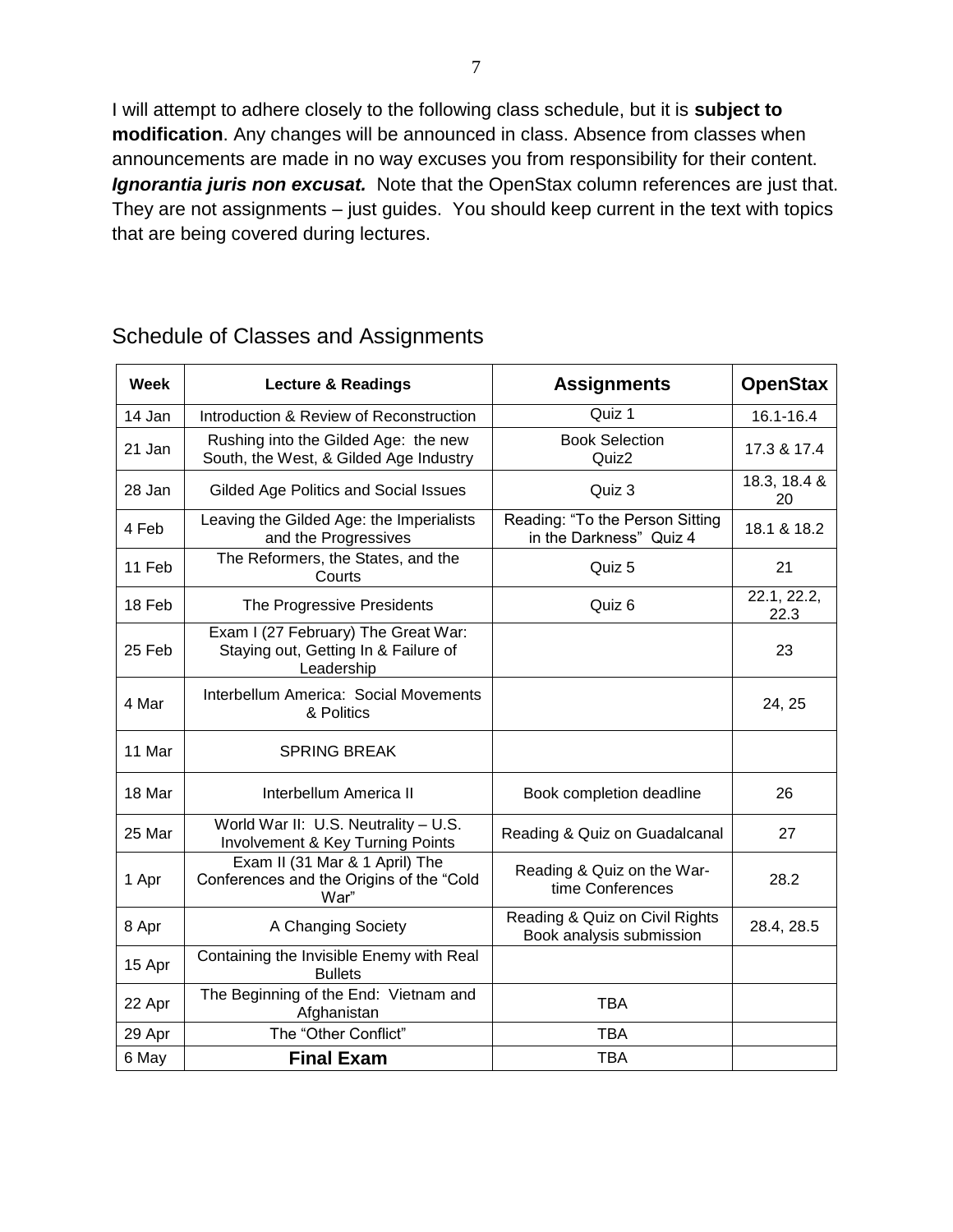I will attempt to adhere closely to the following class schedule, but it is **subject to modification**. Any changes will be announced in class. Absence from classes when announcements are made in no way excuses you from responsibility for their content. ***Ignorantia juris non excusat.*** Note that the OpenStax column references are just that. They are not assignments – just guides. You should keep current in the text with topics that are being covered during lectures.

## Schedule of Classes and Assignments

| Week | Lecture & Readings | Assignments | OpenStax |
|---|---|---|---|
| 14 Jan | Introduction & Review of Reconstruction | Quiz 1 | 16.1-16.4 |
| 21 Jan | Rushing into the Gilded Age: the new South, the West, & Gilded Age Industry | Book Selection Quiz2 | 17.3 & 17.4 |
| 28 Jan | Gilded Age Politics and Social Issues | Quiz 3 | 18.3, 18.4 & 20 |
| 4 Feb | Leaving the Gilded Age: the Imperialists and the Progressives | Reading: "To the Person Sitting in the Darkness" Quiz 4 | 18.1 & 18.2 |
| 11 Feb | The Reformers, the States, and the Courts | Quiz 5 | 21 |
| 18 Feb | The Progressive Presidents | Quiz 6 | 22.1, 22.2, 22.3 |
| 25 Feb | Exam I (27 February) The Great War: Staying out, Getting In & Failure of Leadership | | 23 |
| 4 Mar | Interbellum America: Social Movements & Politics | | 24, 25 |
| 11 Mar | SPRING BREAK | | |
| 18 Mar | Interbellum America II | Book completion deadline | 26 |
| 25 Mar | World War II: U.S. Neutrality – U.S. Involvement & Key Turning Points | Reading & Quiz on Guadalcanal | 27 |
| 1 Apr | Exam II (31 Mar & 1 April) The Conferences and the Origins of the "Cold War" | Reading & Quiz on the War-time Conferences | 28.2 |
| 8 Apr | A Changing Society | Reading & Quiz on Civil Rights Book analysis submission | 28.4, 28.5 |
| 15 Apr | Containing the Invisible Enemy with Real Bullets | | |
| 22 Apr | The Beginning of the End: Vietnam and Afghanistan | TBA | |
| 29 Apr | The "Other Conflict" | TBA | |
| 6 May | **Final Exam** | TBA | |